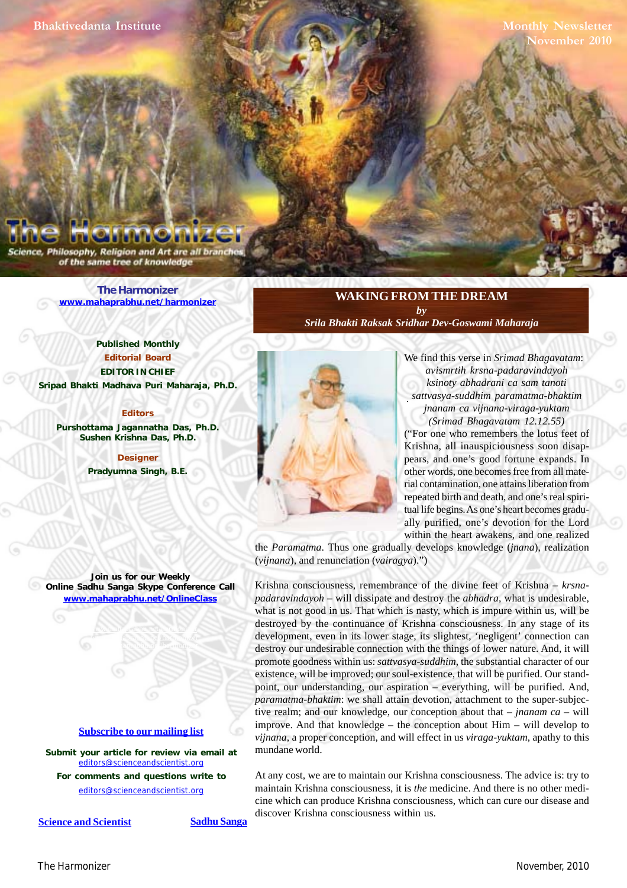Bhaktivedanta Institute

Monthly Newsletter
November 2010

# The Harmonizer

Science, Philosophy, Religion and Art are all branches of the same tree of knowledge

**The Harmonizer**
www.mahaprabhu.net/harmonizer

**Published Monthly**

**Editorial Board**

**EDITOR IN CHIEF**
Sripad Bhakti Madhava Puri Maharaja, Ph.D.

**Editors**
Purshottama Jagannatha Das, Ph.D.
Sushen Krishna Das, Ph.D.

**Designer**
Pradyumna Singh, B.E.

Join us for our Weekly Online Sadhu Sanga Skype Conference Call
www.mahaprabhu.net/OnlineClass

Subscribe to our mailing list

Submit your article for review via email at editors@scienceandscientist.org

For comments and questions write to editors@scienceandscientist.org

Science and Scientist

Sadhu Sanga

## WAKING FROM THE DREAM

*by*

*Srila Bhakti Raksak Sridhar Dev-Goswami Maharaja*

We find this verse in *Srimad Bhagavatam*:

*avismrtih krsna-padaravindayoh*
*ksinoty abhadrani ca sam tanoti*
*sattvasya-suddhim paramatma-bhaktim*
*jnanam ca vijnana-viraga-yuktam*
*(Srimad Bhagavatam 12.12.55)*

("For one who remembers the lotus feet of Krishna, all inauspiciousness soon disappears, and one's good fortune expands. In other words, one becomes free from all material contamination, one attains liberation from repeated birth and death, and one's real spiritual life begins. As one's heart becomes gradually purified, one's devotion for the Lord within the heart awakens, and one realized the *Paramatma*. Thus one gradually develops knowledge (*jnana*), realization (*vijnana*), and renunciation (*vairagya*).")

Krishna consciousness, remembrance of the divine feet of Krishna – *krsna-padaravindayoh* – will dissipate and destroy the *abhadra*, what is undesirable, what is not good in us. That which is nasty, which is impure within us, will be destroyed by the continuance of Krishna consciousness. In any stage of its development, even in its lower stage, its slightest, 'negligent' connection can destroy our undesirable connection with the things of lower nature. And, it will promote goodness within us: *sattvasya-suddhim*, the substantial character of our existence, will be improved; our soul-existence, that will be purified. Our standpoint, our understanding, our aspiration – everything, will be purified. And, *paramatma-bhaktim*: we shall attain devotion, attachment to the super-subjective realm; and our knowledge, our conception about that – *jnanam ca* – will improve. And that knowledge – the conception about Him – will develop to *vijnana*, a proper conception, and will effect in us *viraga-yuktam*, apathy to this mundane world.

At any cost, we are to maintain our Krishna consciousness. The advice is: try to maintain Krishna consciousness, it is *the* medicine. And there is no other medicine which can produce Krishna consciousness, which can cure our disease and discover Krishna consciousness within us.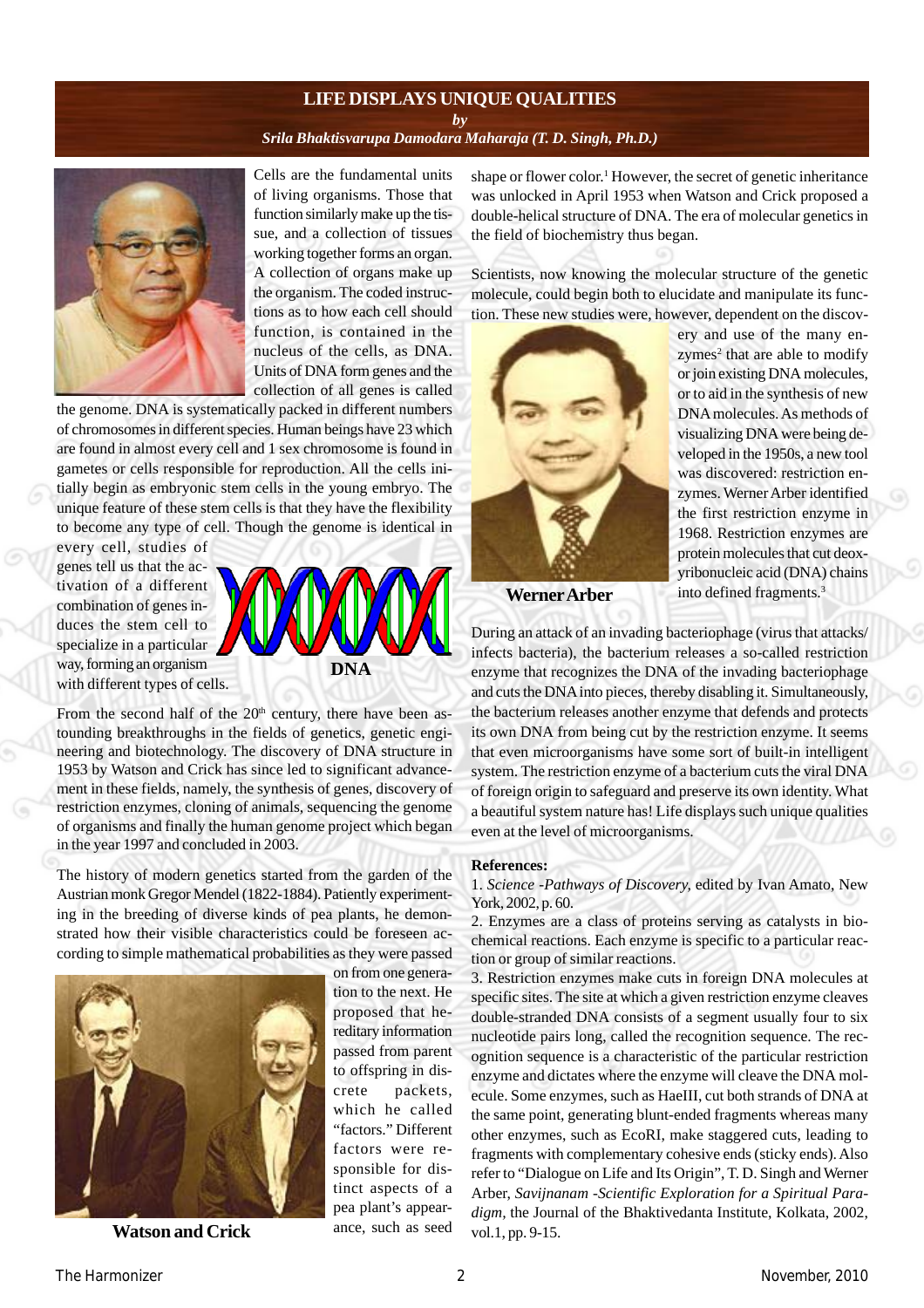# LIFE DISPLAYS UNIQUE QUALITIES

*by*

***Srila Bhaktisvarupa Damodara Maharaja (T. D. Singh, Ph.D.)***

Cells are the fundamental units of living organisms. Those that function similarly make up the tissue, and a collection of tissues working together forms an organ. A collection of organs make up the organism. The coded instructions as to how each cell should function, is contained in the nucleus of the cells, as DNA. Units of DNA form genes and the collection of all genes is called the genome. DNA is systematically packed in different numbers of chromosomes in different species. Human beings have 23 which are found in almost every cell and 1 sex chromosome is found in gametes or cells responsible for reproduction. All the cells initially begin as embryonic stem cells in the young embryo. The unique feature of these stem cells is that they have the flexibility to become any type of cell. Though the genome is identical in every cell, studies of genes tell us that the activation of a different combination of genes induces the stem cell to specialize in a particular way, forming an organism with different types of cells.

**DNA**

From the second half of the 20th century, there have been astounding breakthroughs in the fields of genetics, genetic engineering and biotechnology. The discovery of DNA structure in 1953 by Watson and Crick has since led to significant advancement in these fields, namely, the synthesis of genes, discovery of restriction enzymes, cloning of animals, sequencing the genome of organisms and finally the human genome project which began in the year 1997 and concluded in 2003.

The history of modern genetics started from the garden of the Austrian monk Gregor Mendel (1822-1884). Patiently experimenting in the breeding of diverse kinds of pea plants, he demonstrated how their visible characteristics could be foreseen according to simple mathematical probabilities as they were passed on from one generation to the next. He proposed that hereditary information passed from parent to offspring in discrete packets, which he called "factors." Different factors were responsible for distinct aspects of a pea plant's appearance, such as seed shape or flower color.[1] However, the secret of genetic inheritance was unlocked in April 1953 when Watson and Crick proposed a double-helical structure of DNA. The era of molecular genetics in the field of biochemistry thus began.

**Watson and Crick**

Scientists, now knowing the molecular structure of the genetic molecule, could begin both to elucidate and manipulate its function. These new studies were, however, dependent on the discovery and use of the many enzymes[2] that are able to modify or join existing DNA molecules, or to aid in the synthesis of new DNA molecules. As methods of visualizing DNA were being developed in the 1950s, a new tool was discovered: restriction enzymes. Werner Arber identified the first restriction enzyme in 1968. Restriction enzymes are protein molecules that cut deoxyribonucleic acid (DNA) chains into defined fragments.[3]

**Werner Arber**

During an attack of an invading bacteriophage (virus that attacks/infects bacteria), the bacterium releases a so-called restriction enzyme that recognizes the DNA of the invading bacteriophage and cuts the DNA into pieces, thereby disabling it. Simultaneously, the bacterium releases another enzyme that defends and protects its own DNA from being cut by the restriction enzyme. It seems that even microorganisms have some sort of built-in intelligent system. The restriction enzyme of a bacterium cuts the viral DNA of foreign origin to safeguard and preserve its own identity. What a beautiful system nature has! Life displays such unique qualities even at the level of microorganisms.

**References:**

1. *Science -Pathways of Discovery*, edited by Ivan Amato, New York, 2002, p. 60.
2. Enzymes are a class of proteins serving as catalysts in biochemical reactions. Each enzyme is specific to a particular reaction or group of similar reactions.
3. Restriction enzymes make cuts in foreign DNA molecules at specific sites. The site at which a given restriction enzyme cleaves double-stranded DNA consists of a segment usually four to six nucleotide pairs long, called the recognition sequence. The recognition sequence is a characteristic of the particular restriction enzyme and dictates where the enzyme will cleave the DNA molecule. Some enzymes, such as HaeIII, cut both strands of DNA at the same point, generating blunt-ended fragments whereas many other enzymes, such as EcoRI, make staggered cuts, leading to fragments with complementary cohesive ends (sticky ends). Also refer to "Dialogue on Life and Its Origin", T. D. Singh and Werner Arber, *Savijnanam -Scientific Exploration for a Spiritual Paradigm*, the Journal of the Bhaktivedanta Institute, Kolkata, 2002, vol.1, pp. 9-15.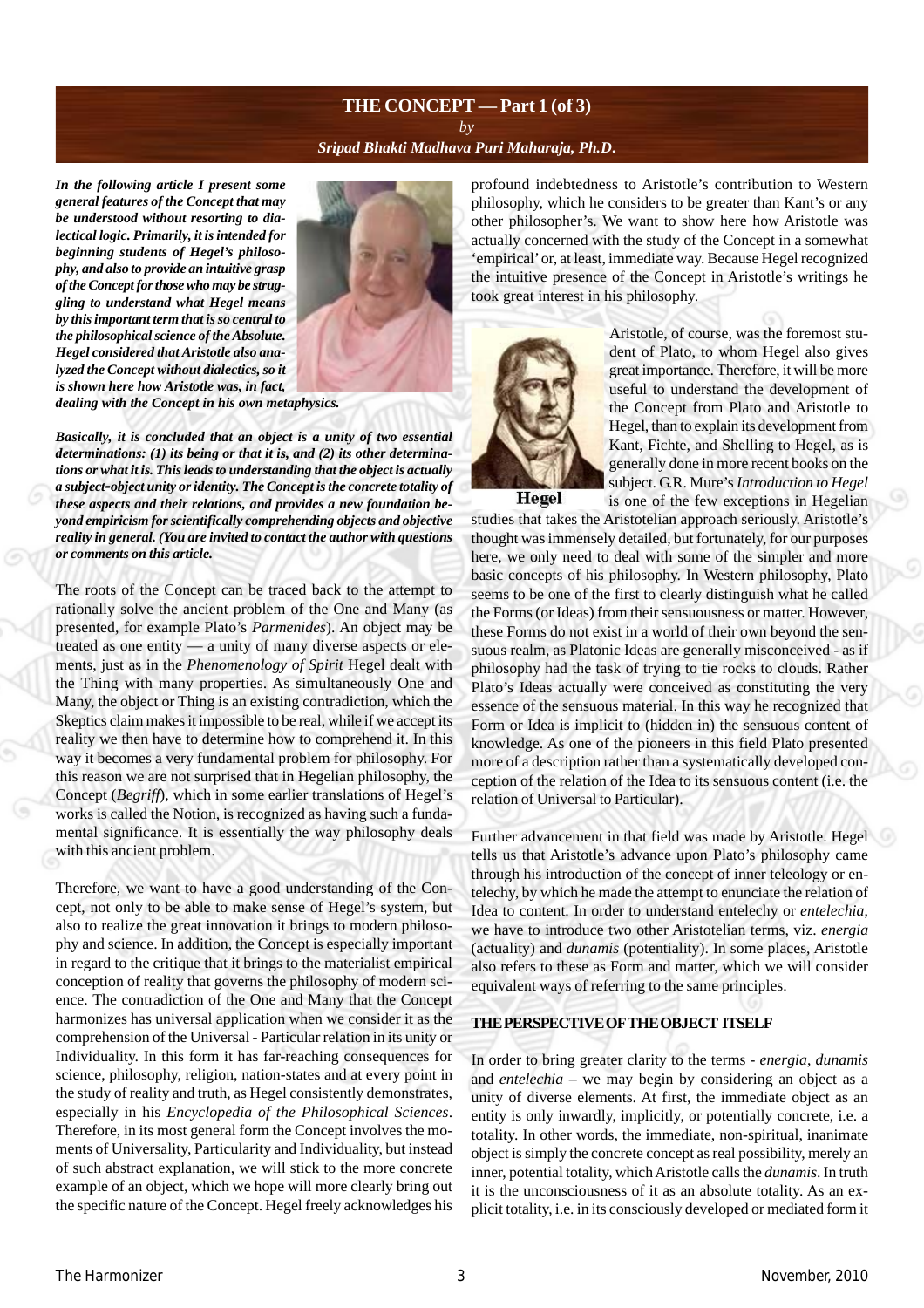## THE CONCEPT — Part 1 (of 3)

*by*

***Sripad Bhakti Madhava Puri Maharaja, Ph.D.***

***In the following article I present some general features of the Concept that may be understood without resorting to dialectical logic. Primarily, it is intended for beginning students of Hegel's philosophy, and also to provide an intuitive grasp of the Concept for those who may be struggling to understand what Hegel means by this important term that is so central to the philosophical science of the Absolute. Hegel considered that Aristotle also analyzed the Concept without dialectics, so it is shown here how Aristotle was, in fact, dealing with the Concept in his own metaphysics.***

***Basically, it is concluded that an object is a unity of two essential determinations: (1) its being or that it is, and (2) its other determinations or what it is. This leads to understanding that the object is actually a subject-object unity or identity. The Concept is the concrete totality of these aspects and their relations, and provides a new foundation beyond empiricism for scientifically comprehending objects and objective reality in general. (You are invited to contact the author with questions or comments on this article.***

The roots of the Concept can be traced back to the attempt to rationally solve the ancient problem of the One and Many (as presented, for example Plato's *Parmenides*). An object may be treated as one entity — a unity of many diverse aspects or elements, just as in the *Phenomenology of Spirit* Hegel dealt with the Thing with many properties. As simultaneously One and Many, the object or Thing is an existing contradiction, which the Skeptics claim makes it impossible to be real, while if we accept its reality we then have to determine how to comprehend it. In this way it becomes a very fundamental problem for philosophy. For this reason we are not surprised that in Hegelian philosophy, the Concept (*Begriff*), which in some earlier translations of Hegel's works is called the Notion, is recognized as having such a fundamental significance. It is essentially the way philosophy deals with this ancient problem.

Therefore, we want to have a good understanding of the Concept, not only to be able to make sense of Hegel's system, but also to realize the great innovation it brings to modern philosophy and science. In addition, the Concept is especially important in regard to the critique that it brings to the materialist empirical conception of reality that governs the philosophy of modern science. The contradiction of the One and Many that the Concept harmonizes has universal application when we consider it as the comprehension of the Universal - Particular relation in its unity or Individuality. In this form it has far-reaching consequences for science, philosophy, religion, nation-states and at every point in the study of reality and truth, as Hegel consistently demonstrates, especially in his *Encyclopedia of the Philosophical Sciences*. Therefore, in its most general form the Concept involves the moments of Universality, Particularity and Individuality, but instead of such abstract explanation, we will stick to the more concrete example of an object, which we hope will more clearly bring out the specific nature of the Concept. Hegel freely acknowledges his profound indebtedness to Aristotle's contribution to Western philosophy, which he considers to be greater than Kant's or any other philosopher's. We want to show here how Aristotle was actually concerned with the study of the Concept in a somewhat 'empirical' or, at least, immediate way. Because Hegel recognized the intuitive presence of the Concept in Aristotle's writings he took great interest in his philosophy.

**Hegel**

Aristotle, of course, was the foremost student of Plato, to whom Hegel also gives great importance. Therefore, it will be more useful to understand the development of the Concept from Plato and Aristotle to Hegel, than to explain its development from Kant, Fichte, and Shelling to Hegel, as is generally done in more recent books on the subject. G.R. Mure's *Introduction to Hegel* is one of the few exceptions in Hegelian studies that takes the Aristotelian approach seriously. Aristotle's thought was immensely detailed, but fortunately, for our purposes here, we only need to deal with some of the simpler and more basic concepts of his philosophy. In Western philosophy, Plato seems to be one of the first to clearly distinguish what he called the Forms (or Ideas) from their sensuousness or matter. However, these Forms do not exist in a world of their own beyond the sensuous realm, as Platonic Ideas are generally misconceived - as if philosophy had the task of trying to tie rocks to clouds. Rather Plato's Ideas actually were conceived as constituting the very essence of the sensuous material. In this way he recognized that Form or Idea is implicit to (hidden in) the sensuous content of knowledge. As one of the pioneers in this field Plato presented more of a description rather than a systematically developed conception of the relation of the Idea to its sensuous content (i.e. the relation of Universal to Particular).

Further advancement in that field was made by Aristotle. Hegel tells us that Aristotle's advance upon Plato's philosophy came through his introduction of the concept of inner teleology or entelechy, by which he made the attempt to enunciate the relation of Idea to content. In order to understand entelechy or *entelechia*, we have to introduce two other Aristotelian terms, viz. *energia* (actuality) and *dunamis* (potentiality). In some places, Aristotle also refers to these as Form and matter, which we will consider equivalent ways of referring to the same principles.

### THE PERSPECTIVE OF THE OBJECT ITSELF

In order to bring greater clarity to the terms - *energia*, *dunamis* and *entelechia* – we may begin by considering an object as a unity of diverse elements. At first, the immediate object as an entity is only inwardly, implicitly, or potentially concrete, i.e. a totality. In other words, the immediate, non-spiritual, inanimate object is simply the concrete concept as real possibility, merely an inner, potential totality, which Aristotle calls the *dunamis*. In truth it is the unconsciousness of it as an absolute totality. As an explicit totality, i.e. in its consciously developed or mediated form it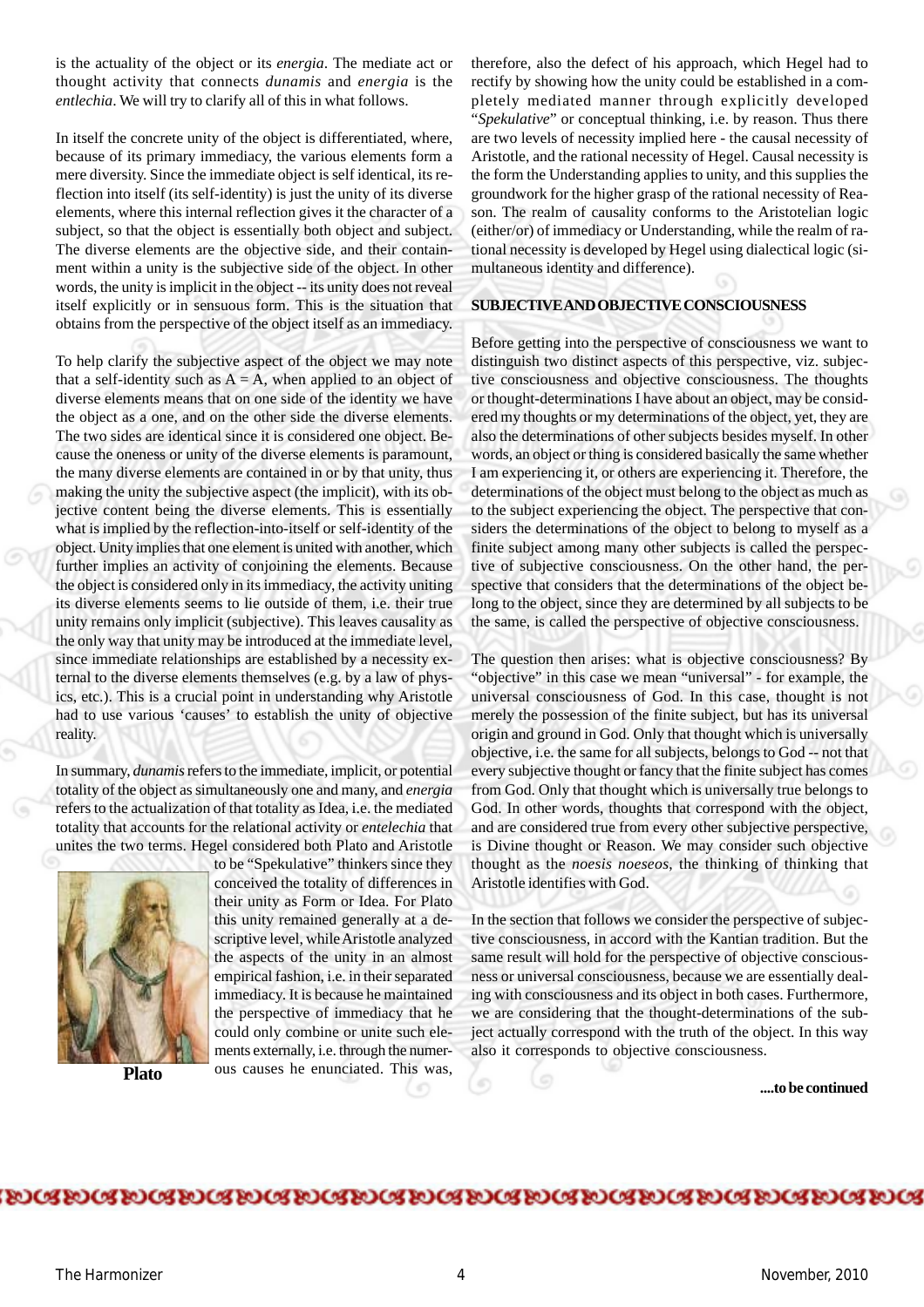is the actuality of the object or its *energia*. The mediate act or thought activity that connects *dunamis* and *energia* is the *entlechia*. We will try to clarify all of this in what follows.

In itself the concrete unity of the object is differentiated, where, because of its primary immediacy, the various elements form a mere diversity. Since the immediate object is self identical, its reflection into itself (its self-identity) is just the unity of its diverse elements, where this internal reflection gives it the character of a subject, so that the object is essentially both object and subject. The diverse elements are the objective side, and their containment within a unity is the subjective side of the object. In other words, the unity is implicit in the object -- its unity does not reveal itself explicitly or in sensuous form. This is the situation that obtains from the perspective of the object itself as an immediacy.

To help clarify the subjective aspect of the object we may note that a self-identity such as $A = A$, when applied to an object of diverse elements means that on one side of the identity we have the object as a one, and on the other side the diverse elements. The two sides are identical since it is considered one object. Because the oneness or unity of the diverse elements is paramount, the many diverse elements are contained in or by that unity, thus making the unity the subjective aspect (the implicit), with its objective content being the diverse elements. This is essentially what is implied by the reflection-into-itself or self-identity of the object. Unity implies that one element is united with another, which further implies an activity of conjoining the elements. Because the object is considered only in its immediacy, the activity uniting its diverse elements seems to lie outside of them, i.e. their true unity remains only implicit (subjective). This leaves causality as the only way that unity may be introduced at the immediate level, since immediate relationships are established by a necessity external to the diverse elements themselves (e.g. by a law of physics, etc.). This is a crucial point in understanding why Aristotle had to use various 'causes' to establish the unity of objective reality.

In summary, *dunamis* refers to the immediate, implicit, or potential totality of the object as simultaneously one and many, and *energia* refers to the actualization of that totality as Idea, i.e. the mediated totality that accounts for the relational activity or *entelechia* that unites the two terms. Hegel considered both Plato and Aristotle to be "Spekulative" thinkers since they conceived the totality of differences in their unity as Form or Idea. For Plato this unity remained generally at a descriptive level, while Aristotle analyzed the aspects of the unity in an almost empirical fashion, i.e. in their separated immediacy. It is because he maintained the perspective of immediacy that he could only combine or unite such elements externally, i.e. through the numerous causes he enunciated. This was, therefore, also the defect of his approach, which Hegel had to rectify by showing how the unity could be established in a completely mediated manner through explicitly developed "*Spekulative*" or conceptual thinking, i.e. by reason. Thus there are two levels of necessity implied here - the causal necessity of Aristotle, and the rational necessity of Hegel. Causal necessity is the form the Understanding applies to unity, and this supplies the groundwork for the higher grasp of the rational necessity of Reason. The realm of causality conforms to the Aristotelian logic (either/or) of immediacy or Understanding, while the realm of rational necessity is developed by Hegel using dialectical logic (simultaneous identity and difference).

**Plato**

**SUBJECTIVE AND OBJECTIVE CONSCIOUSNESS**

Before getting into the perspective of consciousness we want to distinguish two distinct aspects of this perspective, viz. subjective consciousness and objective consciousness. The thoughts or thought-determinations I have about an object, may be considered my thoughts or my determinations of the object, yet, they are also the determinations of other subjects besides myself. In other words, an object or thing is considered basically the same whether I am experiencing it, or others are experiencing it. Therefore, the determinations of the object must belong to the object as much as to the subject experiencing the object. The perspective that considers the determinations of the object to belong to myself as a finite subject among many other subjects is called the perspective of subjective consciousness. On the other hand, the perspective that considers that the determinations of the object belong to the object, since they are determined by all subjects to be the same, is called the perspective of objective consciousness.

The question then arises: what is objective consciousness? By "objective" in this case we mean "universal" - for example, the universal consciousness of God. In this case, thought is not merely the possession of the finite subject, but has its universal origin and ground in God. Only that thought which is universally objective, i.e. the same for all subjects, belongs to God -- not that every subjective thought or fancy that the finite subject has comes from God. Only that thought which is universally true belongs to God. In other words, thoughts that correspond with the object, and are considered true from every other subjective perspective, is Divine thought or Reason. We may consider such objective thought as the *noesis noeseos*, the thinking of thinking that Aristotle identifies with God.

In the section that follows we consider the perspective of subjective consciousness, in accord with the Kantian tradition. But the same result will hold for the perspective of objective consciousness or universal consciousness, because we are essentially dealing with consciousness and its object in both cases. Furthermore, we are considering that the thought-determinations of the subject actually correspond with the truth of the object. In this way also it corresponds to objective consciousness.

**....to be continued**